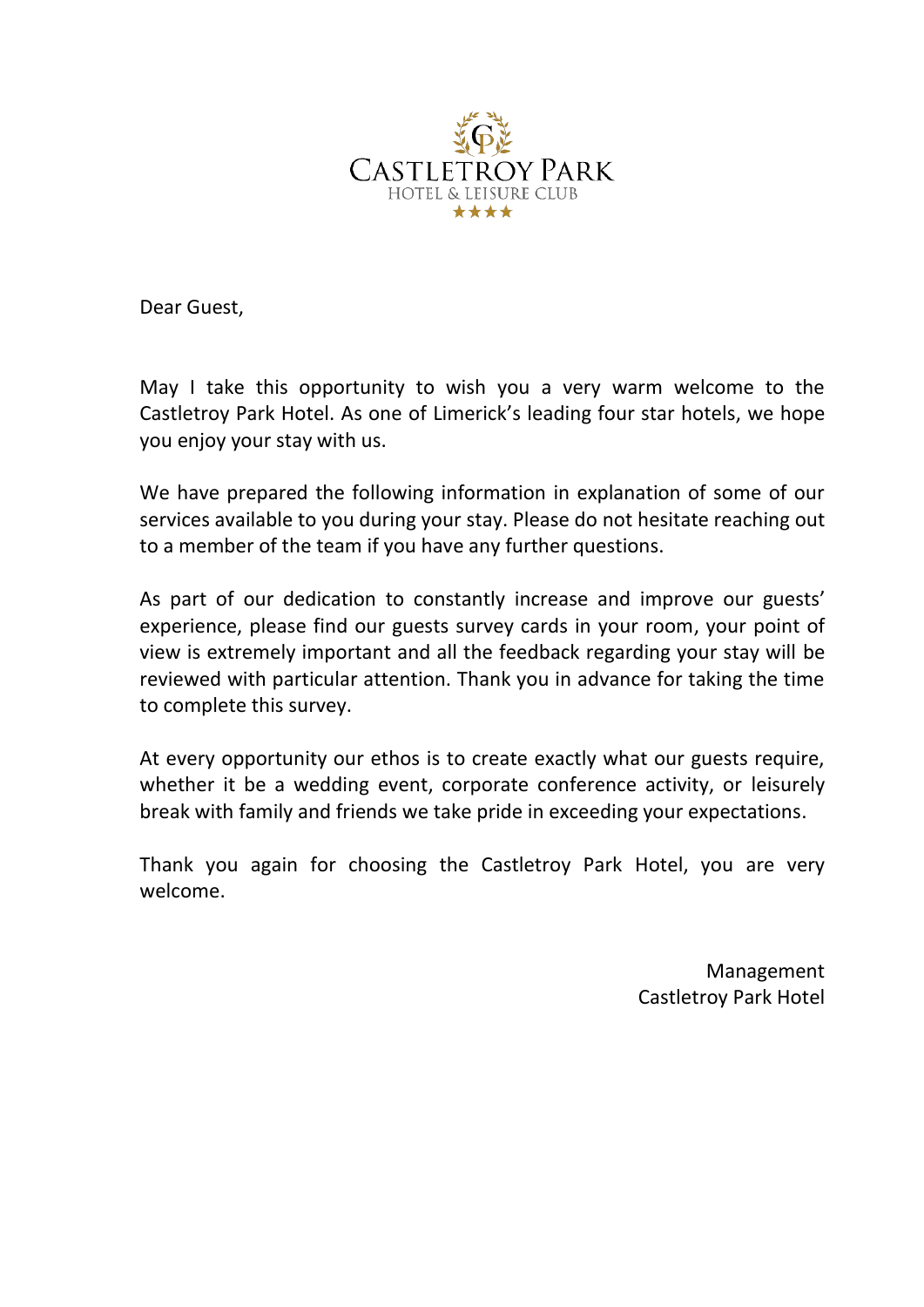CASTLETROY PARK
HOTEL & LEISURE CLUB
★★★★

Dear Guest,

May I take this opportunity to wish you a very warm welcome to the Castletroy Park Hotel. As one of Limerick's leading four star hotels, we hope you enjoy your stay with us.

We have prepared the following information in explanation of some of our services available to you during your stay. Please do not hesitate reaching out to a member of the team if you have any further questions.

As part of our dedication to constantly increase and improve our guests' experience, please find our guests survey cards in your room, your point of view is extremely important and all the feedback regarding your stay will be reviewed with particular attention. Thank you in advance for taking the time to complete this survey.

At every opportunity our ethos is to create exactly what our guests require, whether it be a wedding event, corporate conference activity, or leisurely break with family and friends we take pride in exceeding your expectations.

Thank you again for choosing the Castletroy Park Hotel, you are very welcome.

Management
Castletroy Park Hotel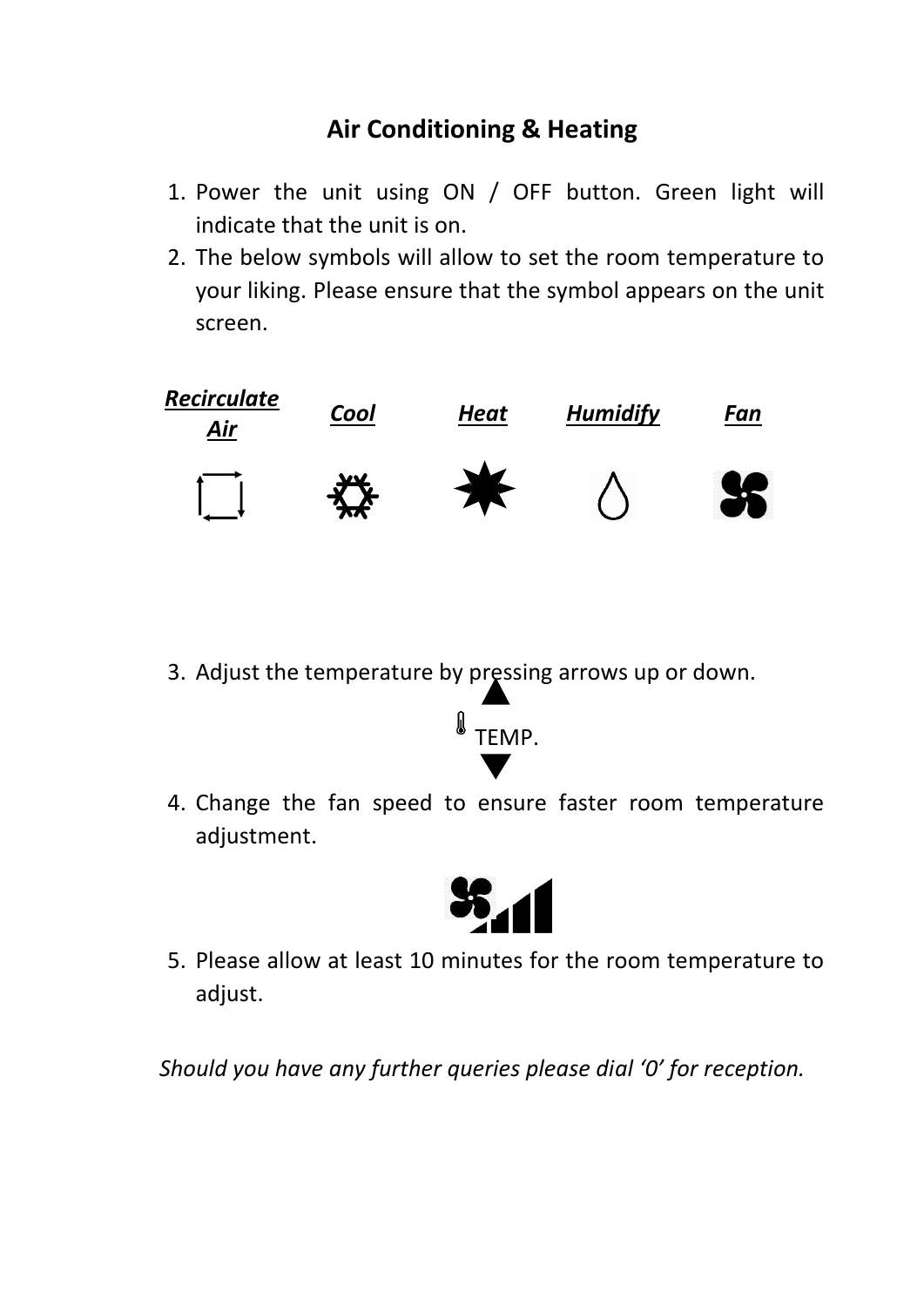## Air Conditioning & Heating

1. Power the unit using ON / OFF button. Green light will indicate that the unit is on.
2. The below symbols will allow to set the room temperature to your liking. Please ensure that the symbol appears on the unit screen.

| ***Recirculate Air*** | ***Cool*** | ***Heat*** | ***Humidify*** | ***Fan*** |
|---|---|---|---|---|

3. Adjust the temperature by pressing arrows up or down.

   ▲
   TEMP.
   ▼

4. Change the fan speed to ensure faster room temperature adjustment.
5. Please allow at least 10 minutes for the room temperature to adjust.

*Should you have any further queries please dial '0' for reception.*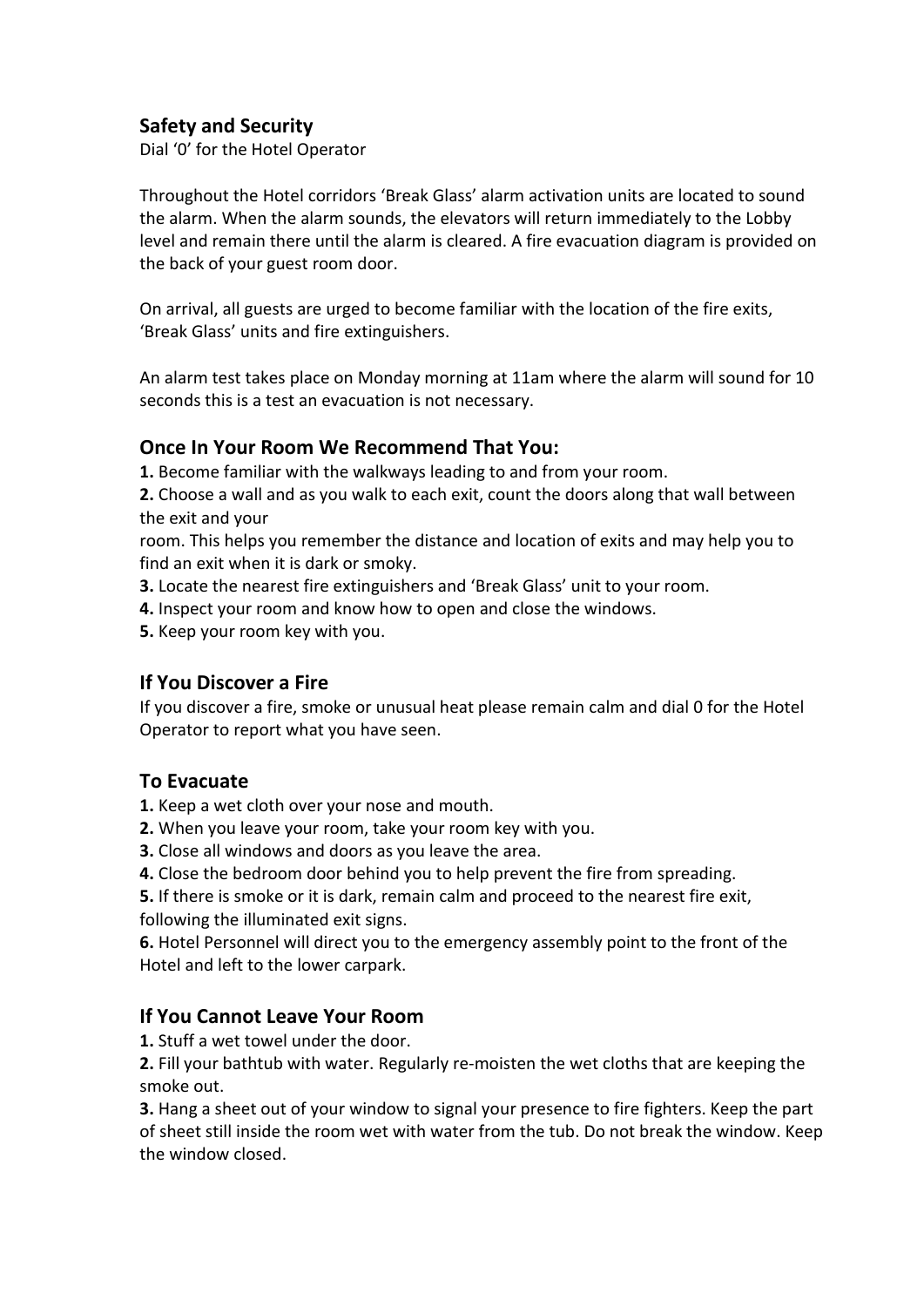## Safety and Security

Dial '0' for the Hotel Operator

Throughout the Hotel corridors 'Break Glass' alarm activation units are located to sound the alarm. When the alarm sounds, the elevators will return immediately to the Lobby level and remain there until the alarm is cleared. A fire evacuation diagram is provided on the back of your guest room door.

On arrival, all guests are urged to become familiar with the location of the fire exits, 'Break Glass' units and fire extinguishers.

An alarm test takes place on Monday morning at 11am where the alarm will sound for 10 seconds this is a test an evacuation is not necessary.

### Once In Your Room We Recommend That You:

**1.** Become familiar with the walkways leading to and from your room.

**2.** Choose a wall and as you walk to each exit, count the doors along that wall between the exit and your room. This helps you remember the distance and location of exits and may help you to find an exit when it is dark or smoky.

**3.** Locate the nearest fire extinguishers and 'Break Glass' unit to your room.

**4.** Inspect your room and know how to open and close the windows.

**5.** Keep your room key with you.

### If You Discover a Fire

If you discover a fire, smoke or unusual heat please remain calm and dial 0 for the Hotel Operator to report what you have seen.

### To Evacuate

**1.** Keep a wet cloth over your nose and mouth.

**2.** When you leave your room, take your room key with you.

**3.** Close all windows and doors as you leave the area.

**4.** Close the bedroom door behind you to help prevent the fire from spreading.

**5.** If there is smoke or it is dark, remain calm and proceed to the nearest fire exit, following the illuminated exit signs.

**6.** Hotel Personnel will direct you to the emergency assembly point to the front of the Hotel and left to the lower carpark.

### If You Cannot Leave Your Room

**1.** Stuff a wet towel under the door.

**2.** Fill your bathtub with water. Regularly re-moisten the wet cloths that are keeping the smoke out.

**3.** Hang a sheet out of your window to signal your presence to fire fighters. Keep the part of sheet still inside the room wet with water from the tub. Do not break the window. Keep the window closed.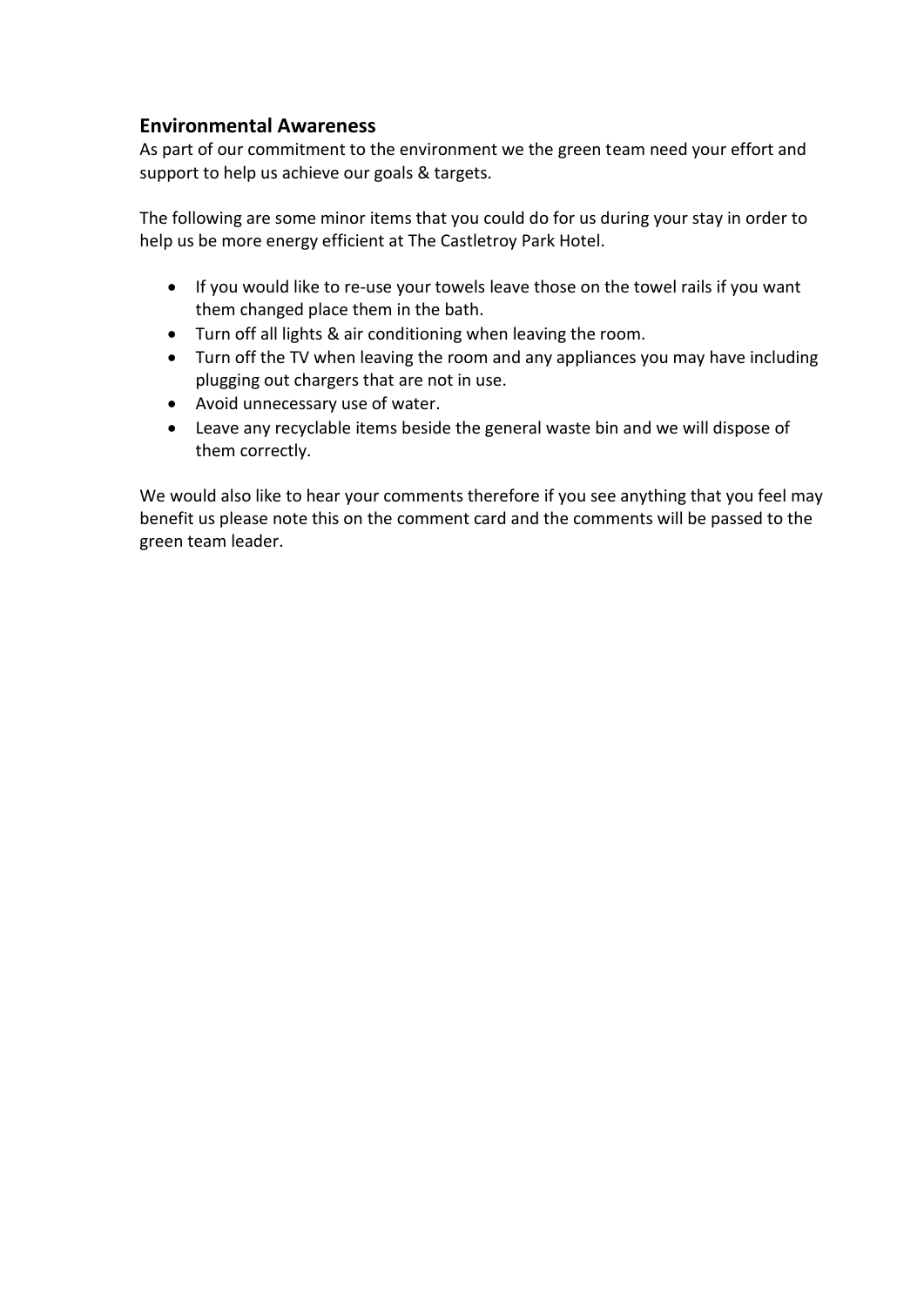## Environmental Awareness

As part of our commitment to the environment we the green team need your effort and support to help us achieve our goals & targets.

The following are some minor items that you could do for us during your stay in order to help us be more energy efficient at The Castletroy Park Hotel.

- If you would like to re-use your towels leave those on the towel rails if you want them changed place them in the bath.
- Turn off all lights & air conditioning when leaving the room.
- Turn off the TV when leaving the room and any appliances you may have including plugging out chargers that are not in use.
- Avoid unnecessary use of water.
- Leave any recyclable items beside the general waste bin and we will dispose of them correctly.

We would also like to hear your comments therefore if you see anything that you feel may benefit us please note this on the comment card and the comments will be passed to the green team leader.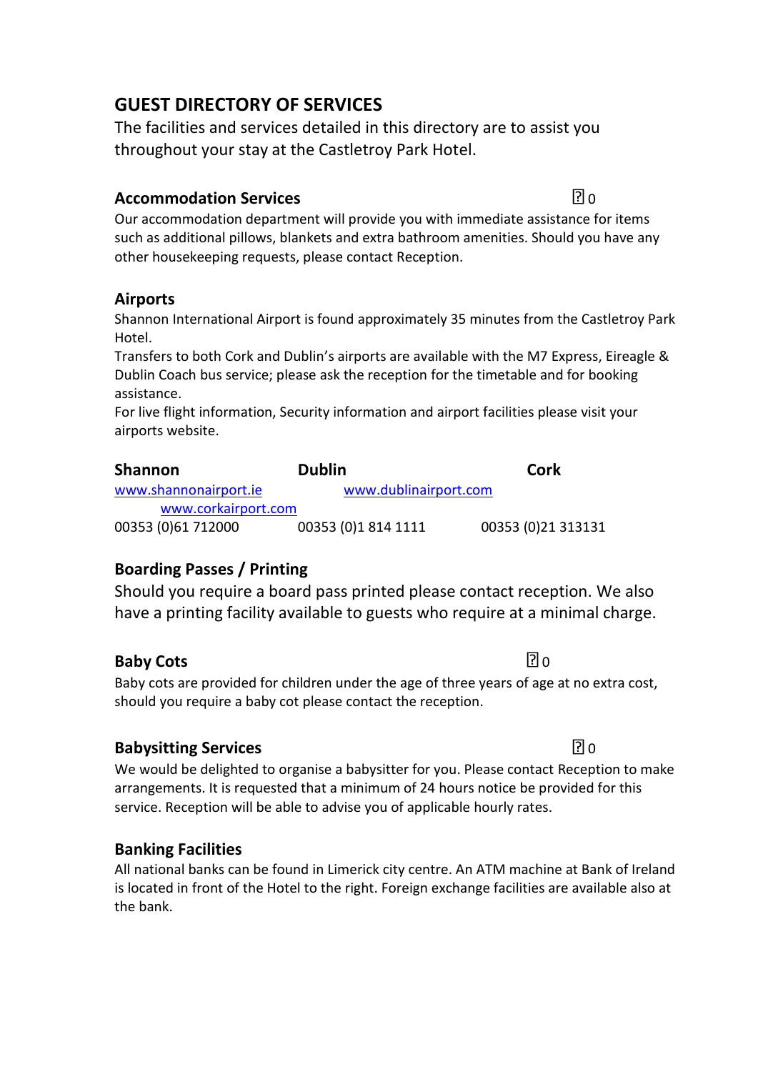## GUEST DIRECTORY OF SERVICES

The facilities and services detailed in this directory are to assist you throughout your stay at the Castletroy Park Hotel.

### Accommodation Services ☐ 0

Our accommodation department will provide you with immediate assistance for items such as additional pillows, blankets and extra bathroom amenities. Should you have any other housekeeping requests, please contact Reception.

### Airports

Shannon International Airport is found approximately 35 minutes from the Castletroy Park Hotel.

Transfers to both Cork and Dublin's airports are available with the M7 Express, Eireagle & Dublin Coach bus service; please ask the reception for the timetable and for booking assistance.

For live flight information, Security information and airport facilities please visit your airports website.

| Shannon | Dublin | Cork |
| --- | --- | --- |
| www.shannonairport.ie | www.dublinairport.com | www.corkairport.com |
| 00353 (0)61 712000 | 00353 (0)1 814 1111 | 00353 (0)21 313131 |

### Boarding Passes / Printing

Should you require a board pass printed please contact reception. We also have a printing facility available to guests who require at a minimal charge.

### Baby Cots ☐ 0

Baby cots are provided for children under the age of three years of age at no extra cost, should you require a baby cot please contact the reception.

### Babysitting Services ☐ 0

We would be delighted to organise a babysitter for you. Please contact Reception to make arrangements. It is requested that a minimum of 24 hours notice be provided for this service. Reception will be able to advise you of applicable hourly rates.

### Banking Facilities

All national banks can be found in Limerick city centre. An ATM machine at Bank of Ireland is located in front of the Hotel to the right. Foreign exchange facilities are available also at the bank.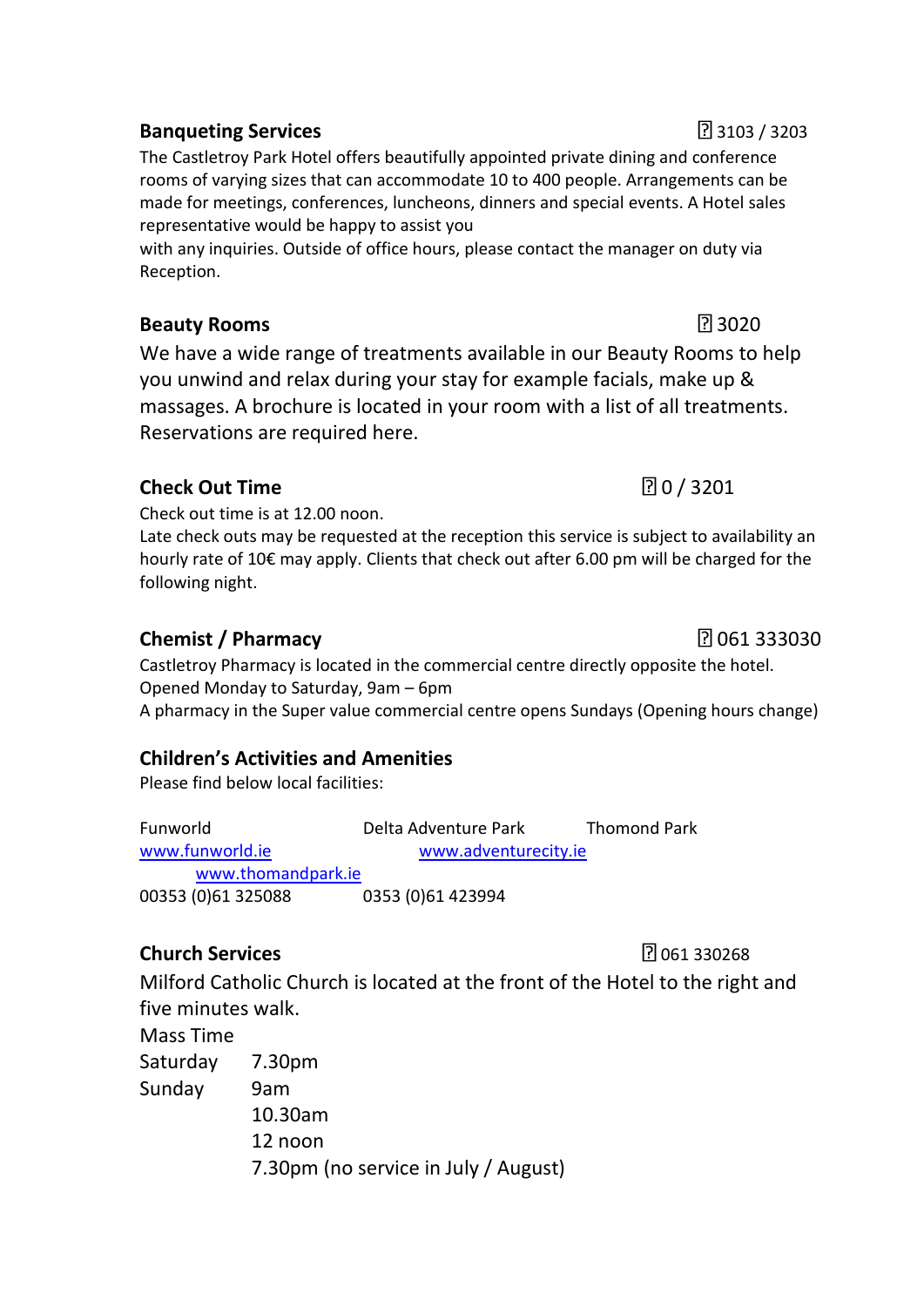## Banqueting Services ☎ 3103 / 3203

The Castletroy Park Hotel offers beautifully appointed private dining and conference rooms of varying sizes that can accommodate 10 to 400 people. Arrangements can be made for meetings, conferences, luncheons, dinners and special events. A Hotel sales representative would be happy to assist you
with any inquiries. Outside of office hours, please contact the manager on duty via Reception.

## Beauty Rooms ☎ 3020

We have a wide range of treatments available in our Beauty Rooms to help you unwind and relax during your stay for example facials, make up & massages. A brochure is located in your room with a list of all treatments. Reservations are required here.

## Check Out Time ☎ 0 / 3201

Check out time is at 12.00 noon.
Late check outs may be requested at the reception this service is subject to availability an hourly rate of 10€ may apply. Clients that check out after 6.00 pm will be charged for the following night.

## Chemist / Pharmacy ☎ 061 333030

Castletroy Pharmacy is located in the commercial centre directly opposite the hotel.
Opened Monday to Saturday, 9am – 6pm
A pharmacy in the Super value commercial centre opens Sundays (Opening hours change)

## Children's Activities and Amenities

Please find below local facilities:

| Funworld | Delta Adventure Park | Thomond Park |
|---|---|---|
| www.funworld.ie | www.adventurecity.ie | www.thomandpark.ie |
| 00353 (0)61 325088 | 0353 (0)61 423994 | |

## Church Services ☎ 061 330268

Milford Catholic Church is located at the front of the Hotel to the right and five minutes walk.

Mass Time

| | |
|---|---|
| Saturday | 7.30pm |
| Sunday | 9am |
| | 10.30am |
| | 12 noon |
| | 7.30pm (no service in July / August) |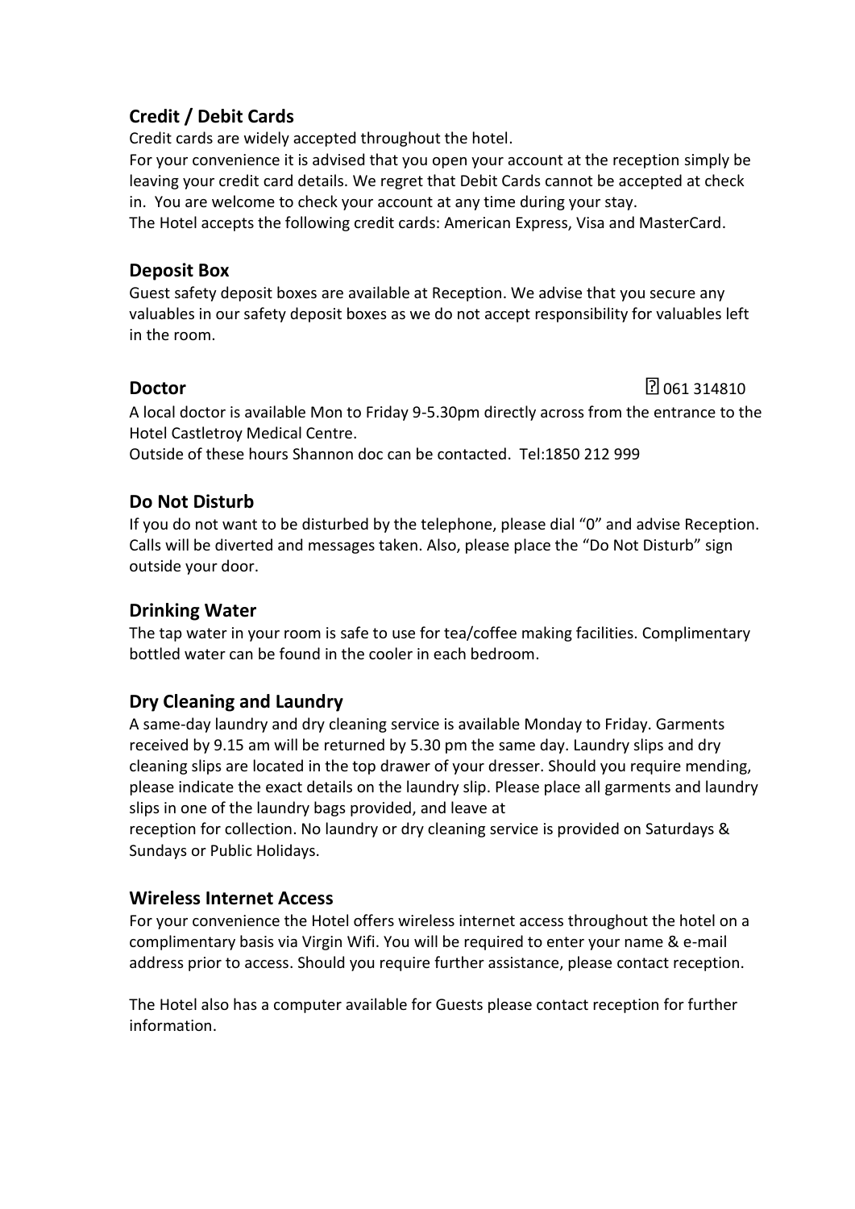## Credit / Debit Cards

Credit cards are widely accepted throughout the hotel.
For your convenience it is advised that you open your account at the reception simply be leaving your credit card details. We regret that Debit Cards cannot be accepted at check in. You are welcome to check your account at any time during your stay.
The Hotel accepts the following credit cards: American Express, Visa and MasterCard.

## Deposit Box

Guest safety deposit boxes are available at Reception. We advise that you secure any valuables in our safety deposit boxes as we do not accept responsibility for valuables left in the room.

## Doctor

� 061 314810

A local doctor is available Mon to Friday 9-5.30pm directly across from the entrance to the Hotel Castletroy Medical Centre.
Outside of these hours Shannon doc can be contacted. Tel:1850 212 999

## Do Not Disturb

If you do not want to be disturbed by the telephone, please dial "0" and advise Reception. Calls will be diverted and messages taken. Also, please place the "Do Not Disturb" sign outside your door.

## Drinking Water

The tap water in your room is safe to use for tea/coffee making facilities. Complimentary bottled water can be found in the cooler in each bedroom.

## Dry Cleaning and Laundry

A same-day laundry and dry cleaning service is available Monday to Friday. Garments received by 9.15 am will be returned by 5.30 pm the same day. Laundry slips and dry cleaning slips are located in the top drawer of your dresser. Should you require mending, please indicate the exact details on the laundry slip. Please place all garments and laundry slips in one of the laundry bags provided, and leave at
reception for collection. No laundry or dry cleaning service is provided on Saturdays & Sundays or Public Holidays.

## Wireless Internet Access

For your convenience the Hotel offers wireless internet access throughout the hotel on a complimentary basis via Virgin Wifi. You will be required to enter your name & e-mail address prior to access. Should you require further assistance, please contact reception.

The Hotel also has a computer available for Guests please contact reception for further information.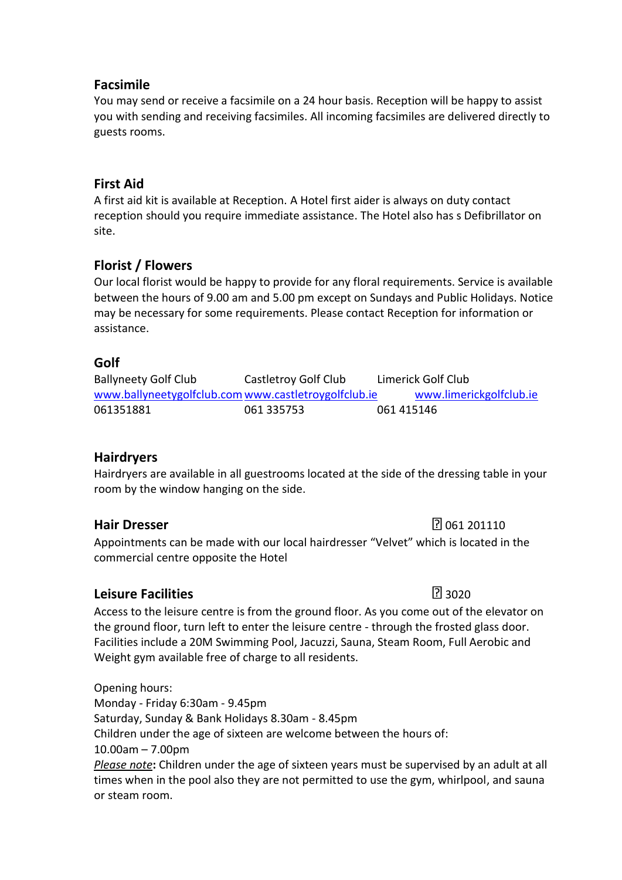## Facsimile

You may send or receive a facsimile on a 24 hour basis. Reception will be happy to assist you with sending and receiving facsimiles. All incoming facsimiles are delivered directly to guests rooms.

## First Aid

A first aid kit is available at Reception. A Hotel first aider is always on duty contact reception should you require immediate assistance. The Hotel also has s Defibrillator on site.

## Florist / Flowers

Our local florist would be happy to provide for any floral requirements. Service is available between the hours of 9.00 am and 5.00 pm except on Sundays and Public Holidays. Notice may be necessary for some requirements. Please contact Reception for information or assistance.

## Golf

| Ballyneety Golf Club | Castletroy Golf Club | Limerick Golf Club |
|---|---|---|
| www.ballyneetygolfclub.com | www.castletroygolfclub.ie | www.limerickgolfclub.ie |
| 061351881 | 061 335753 | 061 415146 |

## Hairdryers

Hairdryers are available in all guestrooms located at the side of the dressing table in your room by the window hanging on the side.

## Hair Dresser

☎ 061 201110

Appointments can be made with our local hairdresser "Velvet" which is located in the commercial centre opposite the Hotel

## Leisure Facilities

☎ 3020

Access to the leisure centre is from the ground floor. As you come out of the elevator on the ground floor, turn left to enter the leisure centre - through the frosted glass door. Facilities include a 20M Swimming Pool, Jacuzzi, Sauna, Steam Room, Full Aerobic and Weight gym available free of charge to all residents.

Opening hours:
Monday - Friday 6:30am - 9.45pm
Saturday, Sunday & Bank Holidays 8.30am - 8.45pm
Children under the age of sixteen are welcome between the hours of:
10.00am – 7.00pm

*Please note*: Children under the age of sixteen years must be supervised by an adult at all times when in the pool also they are not permitted to use the gym, whirlpool, and sauna or steam room.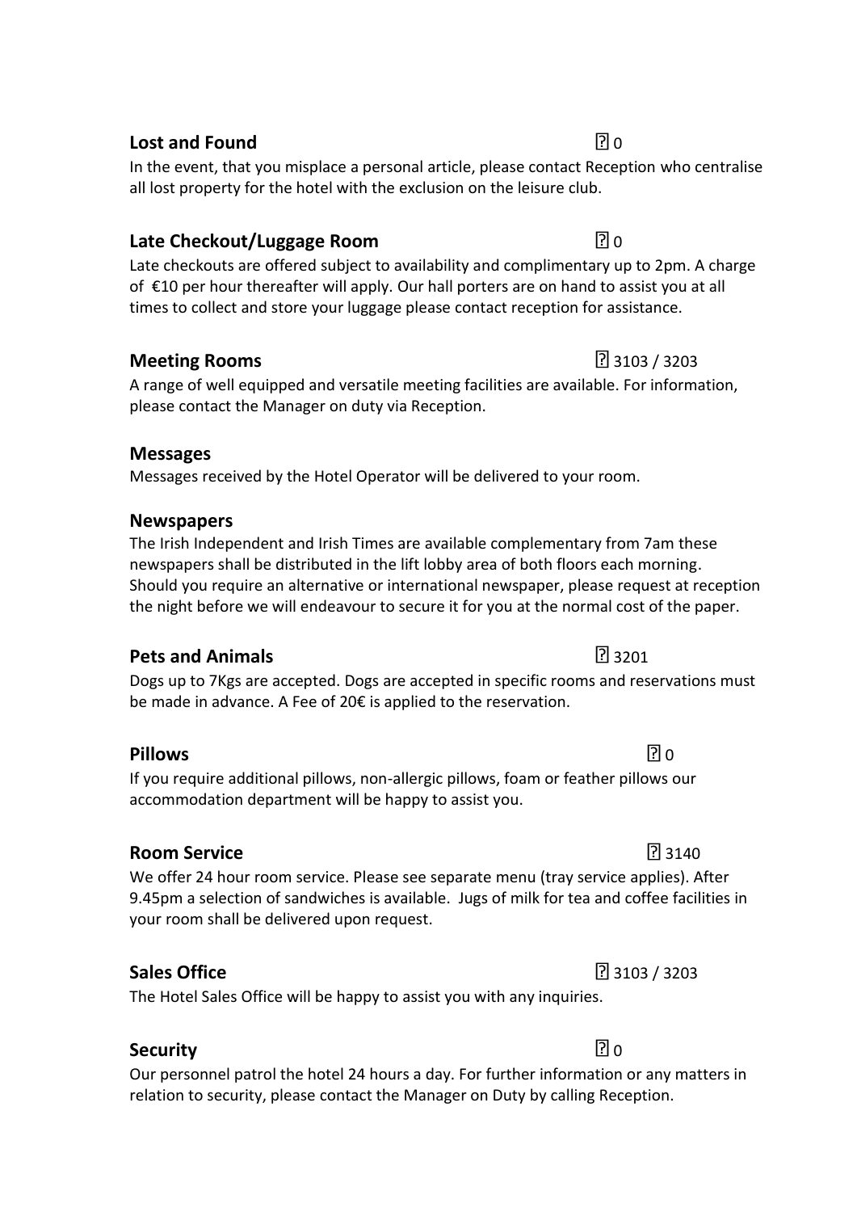### Lost and Found ☐ 0

In the event, that you misplace a personal article, please contact Reception who centralise all lost property for the hotel with the exclusion on the leisure club.

### Late Checkout/Luggage Room ☐ 0

Late checkouts are offered subject to availability and complimentary up to 2pm. A charge of €10 per hour thereafter will apply. Our hall porters are on hand to assist you at all times to collect and store your luggage please contact reception for assistance.

### Meeting Rooms ☐ 3103 / 3203

A range of well equipped and versatile meeting facilities are available. For information, please contact the Manager on duty via Reception.

### Messages

Messages received by the Hotel Operator will be delivered to your room.

### Newspapers

The Irish Independent and Irish Times are available complementary from 7am these newspapers shall be distributed in the lift lobby area of both floors each morning. Should you require an alternative or international newspaper, please request at reception the night before we will endeavour to secure it for you at the normal cost of the paper.

### Pets and Animals ☐ 3201

Dogs up to 7Kgs are accepted. Dogs are accepted in specific rooms and reservations must be made in advance. A Fee of 20€ is applied to the reservation.

### Pillows ☐ 0

If you require additional pillows, non-allergic pillows, foam or feather pillows our accommodation department will be happy to assist you.

### Room Service ☐ 3140

We offer 24 hour room service. Please see separate menu (tray service applies). After 9.45pm a selection of sandwiches is available. Jugs of milk for tea and coffee facilities in your room shall be delivered upon request.

### Sales Office ☐ 3103 / 3203

The Hotel Sales Office will be happy to assist you with any inquiries.

### Security ☐ 0

Our personnel patrol the hotel 24 hours a day. For further information or any matters in relation to security, please contact the Manager on Duty by calling Reception.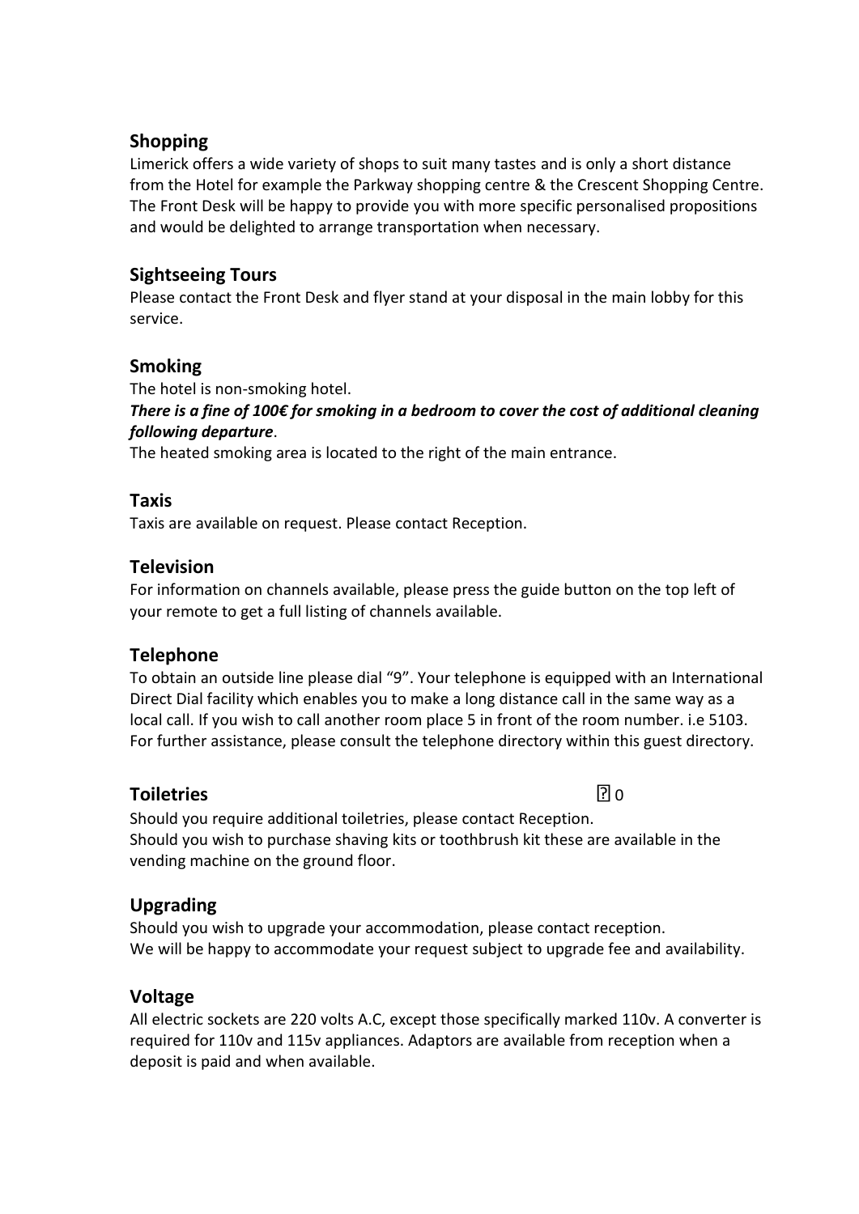## Shopping

Limerick offers a wide variety of shops to suit many tastes and is only a short distance from the Hotel for example the Parkway shopping centre & the Crescent Shopping Centre. The Front Desk will be happy to provide you with more specific personalised propositions and would be delighted to arrange transportation when necessary.

## Sightseeing Tours

Please contact the Front Desk and flyer stand at your disposal in the main lobby for this service.

## Smoking

The hotel is non-smoking hotel.

***There is a fine of 100€ for smoking in a bedroom to cover the cost of additional cleaning following departure***.

The heated smoking area is located to the right of the main entrance.

## Taxis

Taxis are available on request. Please contact Reception.

## Television

For information on channels available, please press the guide button on the top left of your remote to get a full listing of channels available.

## Telephone

To obtain an outside line please dial "9". Your telephone is equipped with an International Direct Dial facility which enables you to make a long distance call in the same way as a local call. If you wish to call another room place 5 in front of the room number. i.e 5103. For further assistance, please consult the telephone directory within this guest directory.

## Toiletries

� 0

Should you require additional toiletries, please contact Reception.

Should you wish to purchase shaving kits or toothbrush kit these are available in the vending machine on the ground floor.

## Upgrading

Should you wish to upgrade your accommodation, please contact reception.

We will be happy to accommodate your request subject to upgrade fee and availability.

## Voltage

All electric sockets are 220 volts A.C, except those specifically marked 110v. A converter is required for 110v and 115v appliances. Adaptors are available from reception when a deposit is paid and when available.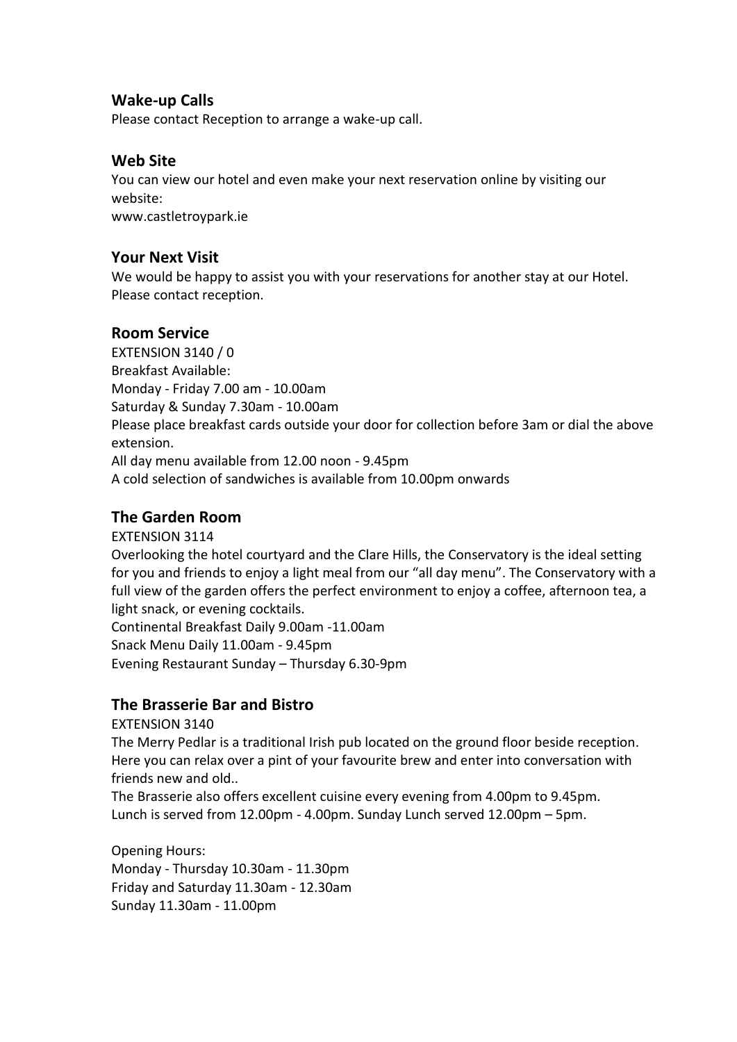## Wake-up Calls

Please contact Reception to arrange a wake-up call.

## Web Site

You can view our hotel and even make your next reservation online by visiting our website:
www.castletroypark.ie

## Your Next Visit

We would be happy to assist you with your reservations for another stay at our Hotel. Please contact reception.

## Room Service

EXTENSION 3140 / 0
Breakfast Available:
Monday - Friday 7.00 am - 10.00am
Saturday & Sunday 7.30am - 10.00am
Please place breakfast cards outside your door for collection before 3am or dial the above extension.
All day menu available from 12.00 noon - 9.45pm
A cold selection of sandwiches is available from 10.00pm onwards

## The Garden Room

EXTENSION 3114
Overlooking the hotel courtyard and the Clare Hills, the Conservatory is the ideal setting for you and friends to enjoy a light meal from our "all day menu". The Conservatory with a full view of the garden offers the perfect environment to enjoy a coffee, afternoon tea, a light snack, or evening cocktails.
Continental Breakfast Daily 9.00am -11.00am
Snack Menu Daily 11.00am - 9.45pm
Evening Restaurant Sunday – Thursday 6.30-9pm

## The Brasserie Bar and Bistro

EXTENSION 3140
The Merry Pedlar is a traditional Irish pub located on the ground floor beside reception. Here you can relax over a pint of your favourite brew and enter into conversation with friends new and old..
The Brasserie also offers excellent cuisine every evening from 4.00pm to 9.45pm.
Lunch is served from 12.00pm - 4.00pm. Sunday Lunch served 12.00pm – 5pm.

Opening Hours:
Monday - Thursday 10.30am - 11.30pm
Friday and Saturday 11.30am - 12.30am
Sunday 11.30am - 11.00pm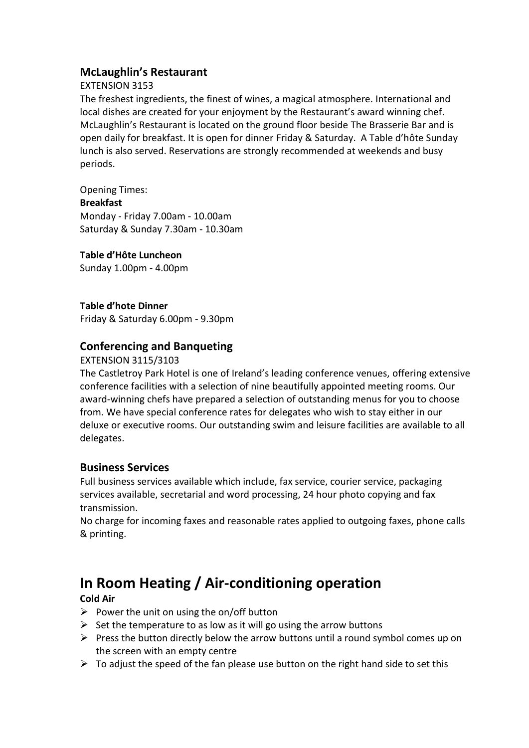## McLaughlin's Restaurant

EXTENSION 3153

The freshest ingredients, the finest of wines, a magical atmosphere. International and local dishes are created for your enjoyment by the Restaurant's award winning chef. McLaughlin's Restaurant is located on the ground floor beside The Brasserie Bar and is open daily for breakfast. It is open for dinner Friday & Saturday. A Table d'hôte Sunday lunch is also served. Reservations are strongly recommended at weekends and busy periods.

Opening Times:

**Breakfast**
Monday - Friday 7.00am - 10.00am
Saturday & Sunday 7.30am - 10.30am

**Table d'Hôte Luncheon**
Sunday 1.00pm - 4.00pm

**Table d'hote Dinner**
Friday & Saturday 6.00pm - 9.30pm

## Conferencing and Banqueting

EXTENSION 3115/3103

The Castletroy Park Hotel is one of Ireland's leading conference venues, offering extensive conference facilities with a selection of nine beautifully appointed meeting rooms. Our award-winning chefs have prepared a selection of outstanding menus for you to choose from. We have special conference rates for delegates who wish to stay either in our deluxe or executive rooms. Our outstanding swim and leisure facilities are available to all delegates.

## Business Services

Full business services available which include, fax service, courier service, packaging services available, secretarial and word processing, 24 hour photo copying and fax transmission.

No charge for incoming faxes and reasonable rates applied to outgoing faxes, phone calls & printing.

# In Room Heating / Air-conditioning operation

**Cold Air**

- Power the unit on using the on/off button
- Set the temperature to as low as it will go using the arrow buttons
- Press the button directly below the arrow buttons until a round symbol comes up on the screen with an empty centre
- To adjust the speed of the fan please use button on the right hand side to set this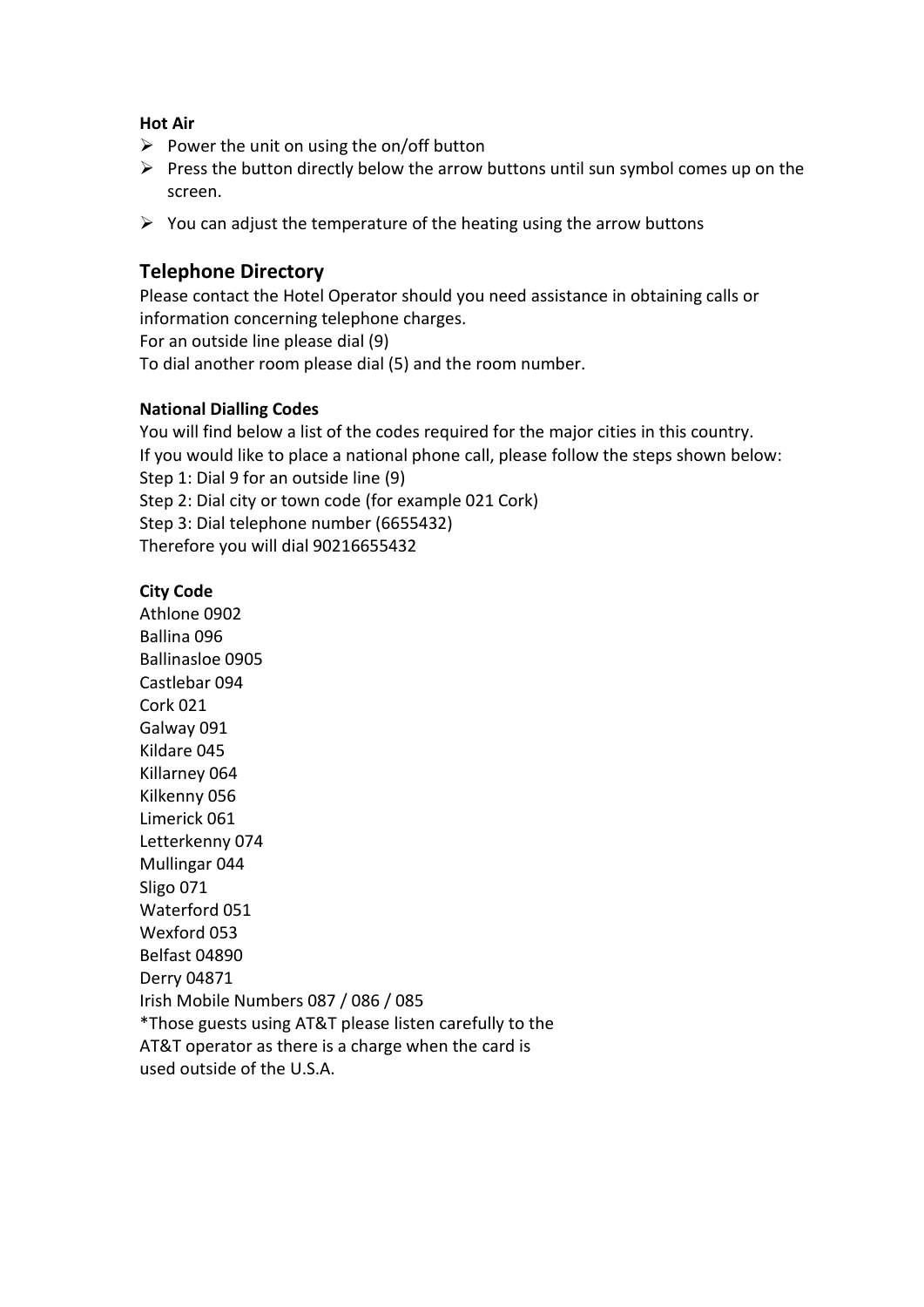**Hot Air**

- Power the unit on using the on/off button
- Press the button directly below the arrow buttons until sun symbol comes up on the screen.
- You can adjust the temperature of the heating using the arrow buttons

## Telephone Directory

Please contact the Hotel Operator should you need assistance in obtaining calls or information concerning telephone charges.
For an outside line please dial (9)
To dial another room please dial (5) and the room number.

**National Dialling Codes**

You will find below a list of the codes required for the major cities in this country.
If you would like to place a national phone call, please follow the steps shown below:
Step 1: Dial 9 for an outside line (9)
Step 2: Dial city or town code (for example 021 Cork)
Step 3: Dial telephone number (6655432)
Therefore you will dial 90216655432

**City Code**

Athlone 0902
Ballina 096
Ballinasloe 0905
Castlebar 094
Cork 021
Galway 091
Kildare 045
Killarney 064
Kilkenny 056
Limerick 061
Letterkenny 074
Mullingar 044
Sligo 071
Waterford 051
Wexford 053
Belfast 04890
Derry 04871
Irish Mobile Numbers 087 / 086 / 085
*Those guests using AT&T please listen carefully to the AT&T operator as there is a charge when the card is used outside of the U.S.A.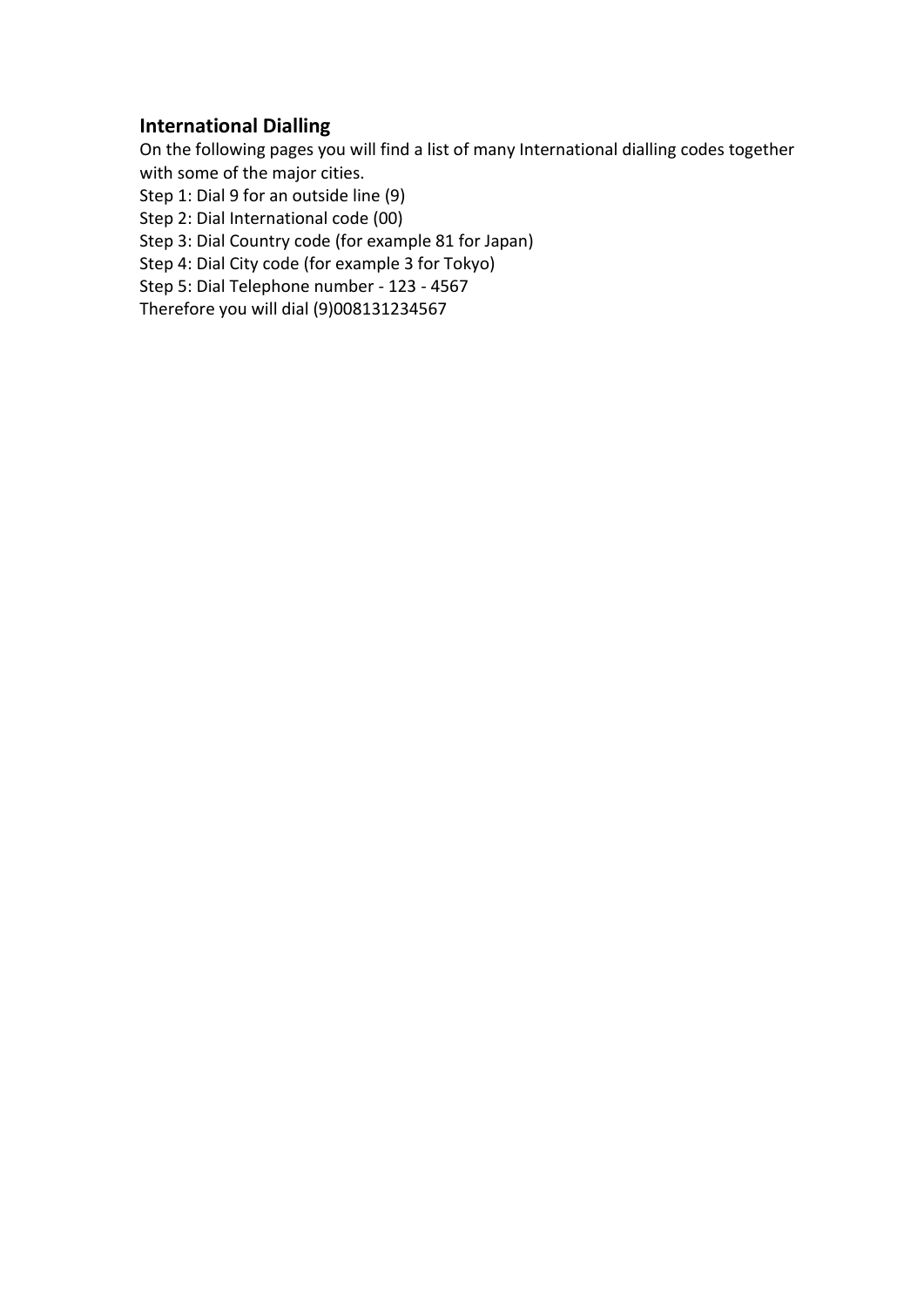## International Dialling

On the following pages you will find a list of many International dialling codes together with some of the major cities.

Step 1: Dial 9 for an outside line (9)
Step 2: Dial International code (00)
Step 3: Dial Country code (for example 81 for Japan)
Step 4: Dial City code (for example 3 for Tokyo)
Step 5: Dial Telephone number - 123 - 4567
Therefore you will dial (9)008131234567